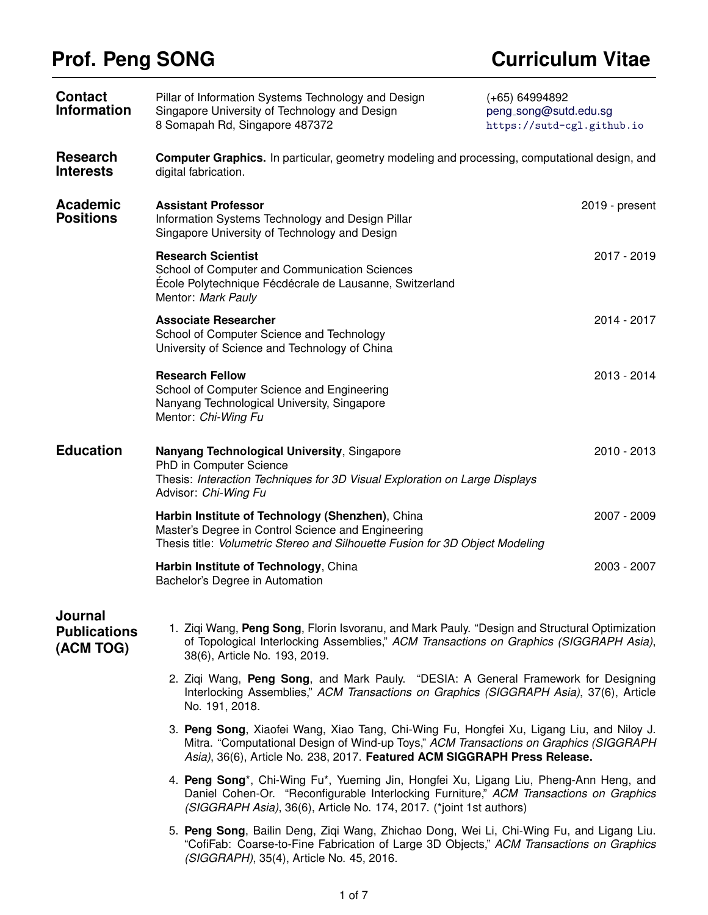# Prof. Peng SONG — Curriculum Vitae

## Contact Information

Pillar of Information Systems Technology and Design
Singapore University of Technology and Design
8 Somapah Rd, Singapore 487372

(+65) 64994892
peng_song@sutd.edu.sg
https://sutd-cgl.github.io

## Research Interests

**Computer Graphics.** In particular, geometry modeling and processing, computational design, and digital fabrication.

## Academic Positions

**Assistant Professor** — 2019 - present
Information Systems Technology and Design Pillar
Singapore University of Technology and Design

**Research Scientist** — 2017 - 2019
School of Computer and Communication Sciences
École Polytechnique Fécdécrale de Lausanne, Switzerland
Mentor: *Mark Pauly*

**Associate Researcher** — 2014 - 2017
School of Computer Science and Technology
University of Science and Technology of China

**Research Fellow** — 2013 - 2014
School of Computer Science and Engineering
Nanyang Technological University, Singapore
Mentor: *Chi-Wing Fu*

## Education

**Nanyang Technological University**, Singapore — 2010 - 2013
PhD in Computer Science
Thesis: *Interaction Techniques for 3D Visual Exploration on Large Displays*
Advisor: *Chi-Wing Fu*

**Harbin Institute of Technology (Shenzhen)**, China — 2007 - 2009
Master's Degree in Control Science and Engineering
Thesis title: *Volumetric Stereo and Silhouette Fusion for 3D Object Modeling*

**Harbin Institute of Technology**, China — 2003 - 2007
Bachelor's Degree in Automation

## Journal Publications (ACM TOG)

1. Ziqi Wang, **Peng Song**, Florin Isvoranu, and Mark Pauly. "Design and Structural Optimization of Topological Interlocking Assemblies," *ACM Transactions on Graphics (SIGGRAPH Asia)*, 38(6), Article No. 193, 2019.
2. Ziqi Wang, **Peng Song**, and Mark Pauly. "DESIA: A General Framework for Designing Interlocking Assemblies," *ACM Transactions on Graphics (SIGGRAPH Asia)*, 37(6), Article No. 191, 2018.
3. **Peng Song**, Xiaofei Wang, Xiao Tang, Chi-Wing Fu, Hongfei Xu, Ligang Liu, and Niloy J. Mitra. "Computational Design of Wind-up Toys," *ACM Transactions on Graphics (SIGGRAPH Asia)*, 36(6), Article No. 238, 2017. **Featured ACM SIGGRAPH Press Release.**
4. **Peng Song***, Chi-Wing Fu*, Yueming Jin, Hongfei Xu, Ligang Liu, Pheng-Ann Heng, and Daniel Cohen-Or. "Reconfigurable Interlocking Furniture," *ACM Transactions on Graphics (SIGGRAPH Asia)*, 36(6), Article No. 174, 2017. (*joint 1st authors)
5. **Peng Song**, Bailin Deng, Ziqi Wang, Zhichao Dong, Wei Li, Chi-Wing Fu, and Ligang Liu. "CofiFab: Coarse-to-Fine Fabrication of Large 3D Objects," *ACM Transactions on Graphics (SIGGRAPH)*, 35(4), Article No. 45, 2016.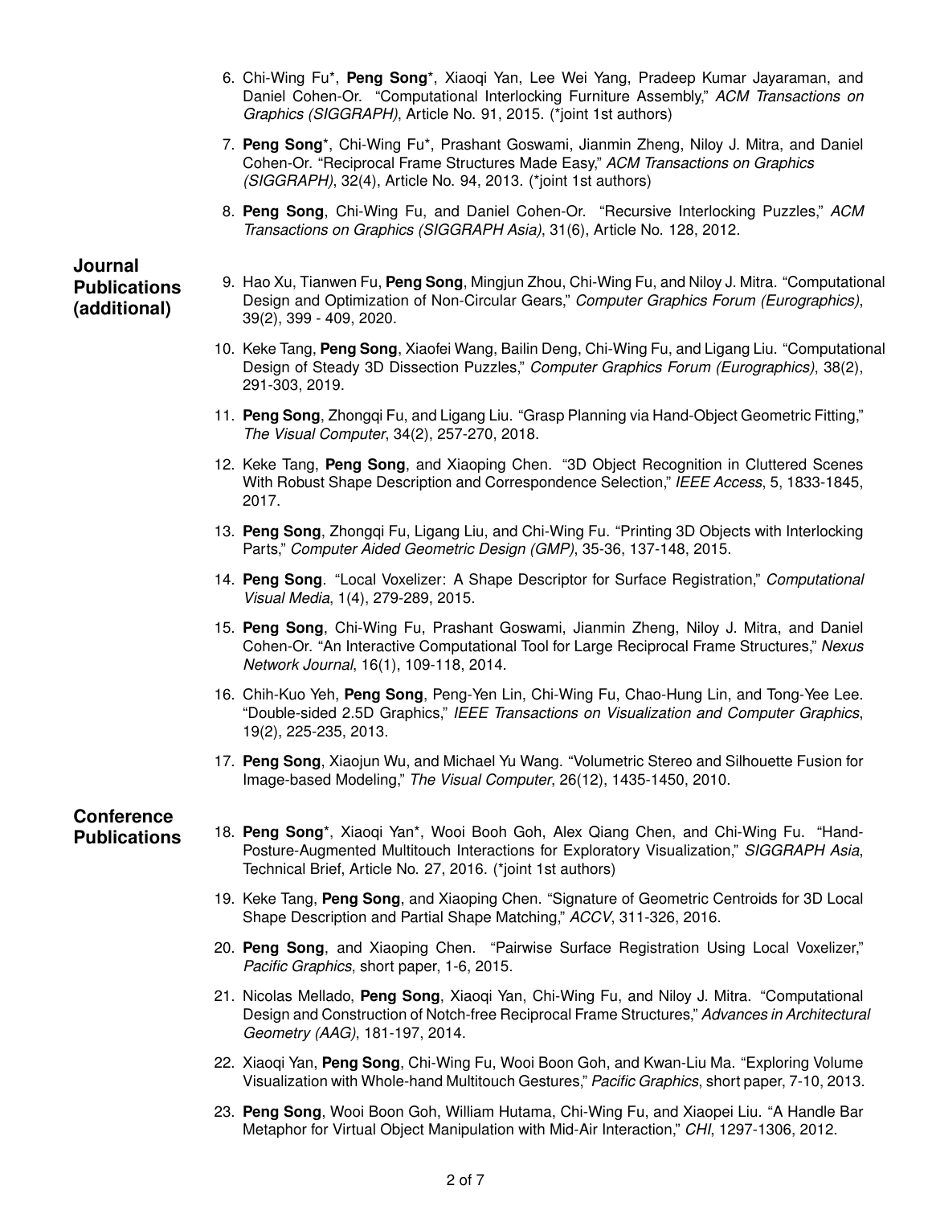6. Chi-Wing Fu*, **Peng Song***, Xiaoqi Yan, Lee Wei Yang, Pradeep Kumar Jayaraman, and Daniel Cohen-Or. "Computational Interlocking Furniture Assembly," *ACM Transactions on Graphics (SIGGRAPH)*, Article No. 91, 2015. (*joint 1st authors)

7. **Peng Song***, Chi-Wing Fu*, Prashant Goswami, Jianmin Zheng, Niloy J. Mitra, and Daniel Cohen-Or. "Reciprocal Frame Structures Made Easy," *ACM Transactions on Graphics (SIGGRAPH)*, 32(4), Article No. 94, 2013. (*joint 1st authors)

8. **Peng Song**, Chi-Wing Fu, and Daniel Cohen-Or. "Recursive Interlocking Puzzles," *ACM Transactions on Graphics (SIGGRAPH Asia)*, 31(6), Article No. 128, 2012.

## Journal Publications (additional)

9. Hao Xu, Tianwen Fu, **Peng Song**, Mingjun Zhou, Chi-Wing Fu, and Niloy J. Mitra. "Computational Design and Optimization of Non-Circular Gears," *Computer Graphics Forum (Eurographics)*, 39(2), 399 - 409, 2020.

10. Keke Tang, **Peng Song**, Xiaofei Wang, Bailin Deng, Chi-Wing Fu, and Ligang Liu. "Computational Design of Steady 3D Dissection Puzzles," *Computer Graphics Forum (Eurographics)*, 38(2), 291-303, 2019.

11. **Peng Song**, Zhongqi Fu, and Ligang Liu. "Grasp Planning via Hand-Object Geometric Fitting," *The Visual Computer*, 34(2), 257-270, 2018.

12. Keke Tang, **Peng Song**, and Xiaoping Chen. "3D Object Recognition in Cluttered Scenes With Robust Shape Description and Correspondence Selection," *IEEE Access*, 5, 1833-1845, 2017.

13. **Peng Song**, Zhongqi Fu, Ligang Liu, and Chi-Wing Fu. "Printing 3D Objects with Interlocking Parts," *Computer Aided Geometric Design (GMP)*, 35-36, 137-148, 2015.

14. **Peng Song**. "Local Voxelizer: A Shape Descriptor for Surface Registration," *Computational Visual Media*, 1(4), 279-289, 2015.

15. **Peng Song**, Chi-Wing Fu, Prashant Goswami, Jianmin Zheng, Niloy J. Mitra, and Daniel Cohen-Or. "An Interactive Computational Tool for Large Reciprocal Frame Structures," *Nexus Network Journal*, 16(1), 109-118, 2014.

16. Chih-Kuo Yeh, **Peng Song**, Peng-Yen Lin, Chi-Wing Fu, Chao-Hung Lin, and Tong-Yee Lee. "Double-sided 2.5D Graphics," *IEEE Transactions on Visualization and Computer Graphics*, 19(2), 225-235, 2013.

17. **Peng Song**, Xiaojun Wu, and Michael Yu Wang. "Volumetric Stereo and Silhouette Fusion for Image-based Modeling," *The Visual Computer*, 26(12), 1435-1450, 2010.

## Conference Publications

18. **Peng Song***, Xiaoqi Yan*, Wooi Booh Goh, Alex Qiang Chen, and Chi-Wing Fu. "Hand-Posture-Augmented Multitouch Interactions for Exploratory Visualization," *SIGGRAPH Asia*, Technical Brief, Article No. 27, 2016. (*joint 1st authors)

19. Keke Tang, **Peng Song**, and Xiaoping Chen. "Signature of Geometric Centroids for 3D Local Shape Description and Partial Shape Matching," *ACCV*, 311-326, 2016.

20. **Peng Song**, and Xiaoping Chen. "Pairwise Surface Registration Using Local Voxelizer," *Pacific Graphics*, short paper, 1-6, 2015.

21. Nicolas Mellado, **Peng Song**, Xiaoqi Yan, Chi-Wing Fu, and Niloy J. Mitra. "Computational Design and Construction of Notch-free Reciprocal Frame Structures," *Advances in Architectural Geometry (AAG)*, 181-197, 2014.

22. Xiaoqi Yan, **Peng Song**, Chi-Wing Fu, Wooi Boon Goh, and Kwan-Liu Ma. "Exploring Volume Visualization with Whole-hand Multitouch Gestures," *Pacific Graphics*, short paper, 7-10, 2013.

23. **Peng Song**, Wooi Boon Goh, William Hutama, Chi-Wing Fu, and Xiaopei Liu. "A Handle Bar Metaphor for Virtual Object Manipulation with Mid-Air Interaction," *CHI*, 1297-1306, 2012.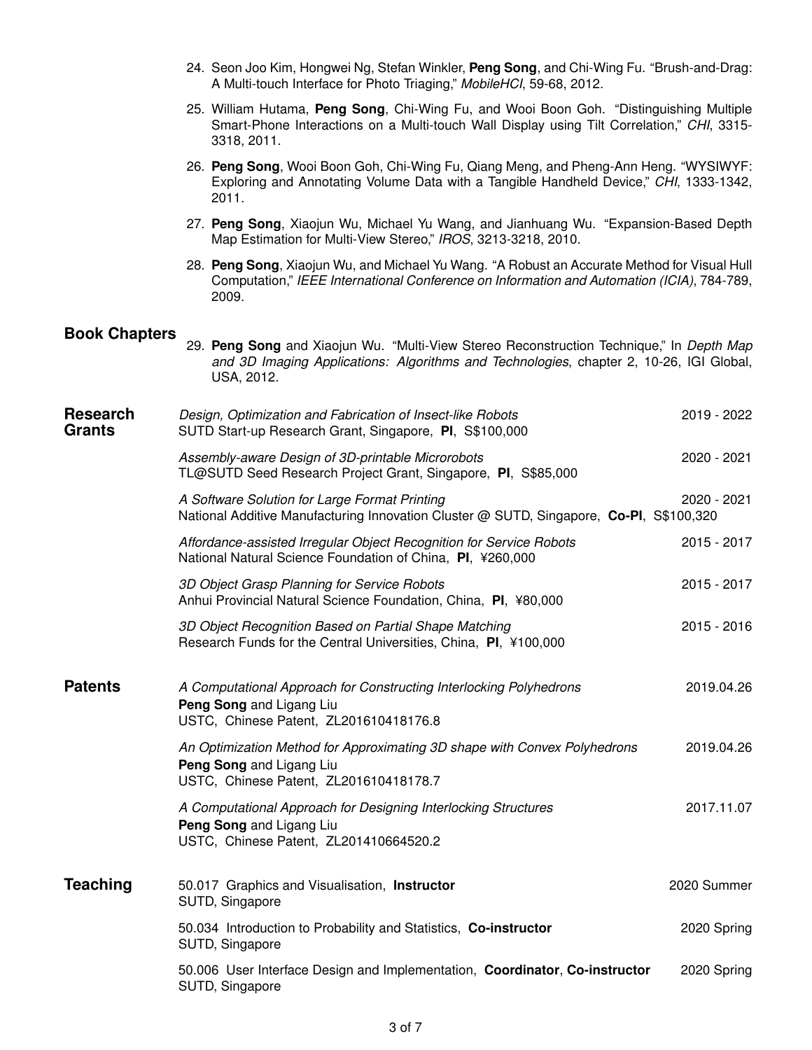24. Seon Joo Kim, Hongwei Ng, Stefan Winkler, **Peng Song**, and Chi-Wing Fu. "Brush-and-Drag: A Multi-touch Interface for Photo Triaging," *MobileHCI*, 59-68, 2012.

25. William Hutama, **Peng Song**, Chi-Wing Fu, and Wooi Boon Goh. "Distinguishing Multiple Smart-Phone Interactions on a Multi-touch Wall Display using Tilt Correlation," *CHI*, 3315-3318, 2011.

26. **Peng Song**, Wooi Boon Goh, Chi-Wing Fu, Qiang Meng, and Pheng-Ann Heng. "WYSIWYF: Exploring and Annotating Volume Data with a Tangible Handheld Device," *CHI*, 1333-1342, 2011.

27. **Peng Song**, Xiaojun Wu, Michael Yu Wang, and Jianhuang Wu. "Expansion-Based Depth Map Estimation for Multi-View Stereo," *IROS*, 3213-3218, 2010.

28. **Peng Song**, Xiaojun Wu, and Michael Yu Wang. "A Robust an Accurate Method for Visual Hull Computation," *IEEE International Conference on Information and Automation (ICIA)*, 784-789, 2009.

## Book Chapters

29. **Peng Song** and Xiaojun Wu. "Multi-View Stereo Reconstruction Technique," In *Depth Map and 3D Imaging Applications: Algorithms and Technologies*, chapter 2, 10-26, IGI Global, USA, 2012.

## Research Grants

*Design, Optimization and Fabrication of Insect-like Robots* — 2019 - 2022
SUTD Start-up Research Grant, Singapore, **PI**, S$100,000

*Assembly-aware Design of 3D-printable Microrobots* — 2020 - 2021
TL@SUTD Seed Research Project Grant, Singapore, **PI**, S$85,000

*A Software Solution for Large Format Printing* — 2020 - 2021
National Additive Manufacturing Innovation Cluster @ SUTD, Singapore, **Co-PI**, S$100,320

*Affordance-assisted Irregular Object Recognition for Service Robots* — 2015 - 2017
National Natural Science Foundation of China, **PI**, ¥260,000

*3D Object Grasp Planning for Service Robots* — 2015 - 2017
Anhui Provincial Natural Science Foundation, China, **PI**, ¥80,000

*3D Object Recognition Based on Partial Shape Matching* — 2015 - 2016
Research Funds for the Central Universities, China, **PI**, ¥100,000

## Patents

*A Computational Approach for Constructing Interlocking Polyhedrons* — 2019.04.26
**Peng Song** and Ligang Liu
USTC, Chinese Patent, ZL201610418176.8

*An Optimization Method for Approximating 3D shape with Convex Polyhedrons* — 2019.04.26
**Peng Song** and Ligang Liu
USTC, Chinese Patent, ZL201610418178.7

*A Computational Approach for Designing Interlocking Structures* — 2017.11.07
**Peng Song** and Ligang Liu
USTC, Chinese Patent, ZL201410664520.2

## Teaching

50.017 Graphics and Visualisation, **Instructor** — 2020 Summer
SUTD, Singapore

50.034 Introduction to Probability and Statistics, **Co-instructor** — 2020 Spring
SUTD, Singapore

50.006 User Interface Design and Implementation, **Coordinator**, **Co-instructor** — 2020 Spring
SUTD, Singapore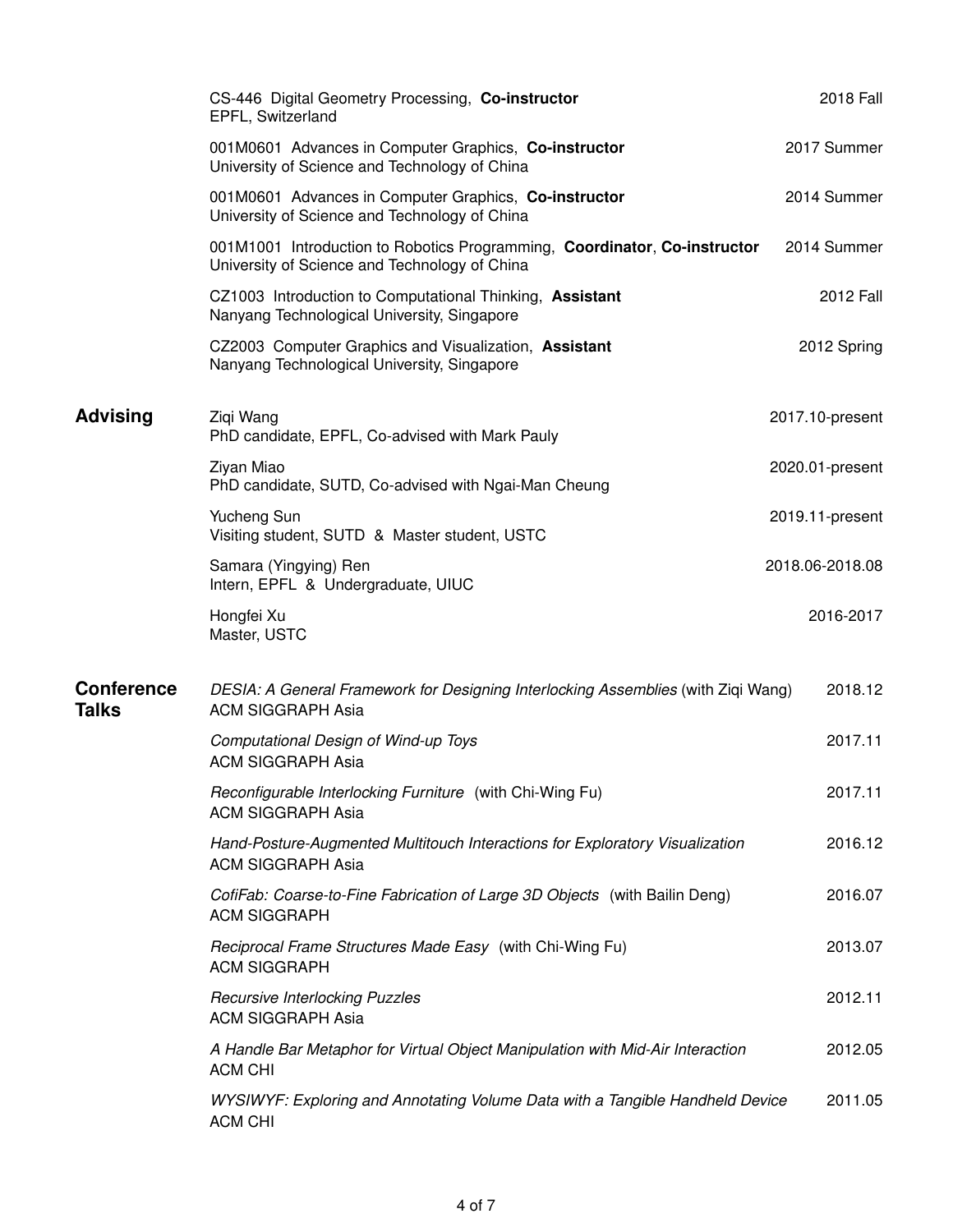CS-446 Digital Geometry Processing, **Co-instructor** — 2018 Fall
EPFL, Switzerland

001M0601 Advances in Computer Graphics, **Co-instructor** — 2017 Summer
University of Science and Technology of China

001M0601 Advances in Computer Graphics, **Co-instructor** — 2014 Summer
University of Science and Technology of China

001M1001 Introduction to Robotics Programming, **Coordinator**, **Co-instructor** — 2014 Summer
University of Science and Technology of China

CZ1003 Introduction to Computational Thinking, **Assistant** — 2012 Fall
Nanyang Technological University, Singapore

CZ2003 Computer Graphics and Visualization, **Assistant** — 2012 Spring
Nanyang Technological University, Singapore

## Advising

Ziqi Wang — 2017.10-present
PhD candidate, EPFL, Co-advised with Mark Pauly

Ziyan Miao — 2020.01-present
PhD candidate, SUTD, Co-advised with Ngai-Man Cheung

Yucheng Sun — 2019.11-present
Visiting student, SUTD & Master student, USTC

Samara (Yingying) Ren — 2018.06-2018.08
Intern, EPFL & Undergraduate, UIUC

Hongfei Xu — 2016-2017
Master, USTC

## Conference Talks

*DESIA: A General Framework for Designing Interlocking Assemblies* (with Ziqi Wang) — 2018.12
ACM SIGGRAPH Asia

*Computational Design of Wind-up Toys* — 2017.11
ACM SIGGRAPH Asia

*Reconfigurable Interlocking Furniture* (with Chi-Wing Fu) — 2017.11
ACM SIGGRAPH Asia

*Hand-Posture-Augmented Multitouch Interactions for Exploratory Visualization* — 2016.12
ACM SIGGRAPH Asia

*CofiFab: Coarse-to-Fine Fabrication of Large 3D Objects* (with Bailin Deng) — 2016.07
ACM SIGGRAPH

*Reciprocal Frame Structures Made Easy* (with Chi-Wing Fu) — 2013.07
ACM SIGGRAPH

*Recursive Interlocking Puzzles* — 2012.11
ACM SIGGRAPH Asia

*A Handle Bar Metaphor for Virtual Object Manipulation with Mid-Air Interaction* — 2012.05
ACM CHI

*WYSIWYF: Exploring and Annotating Volume Data with a Tangible Handheld Device* — 2011.05
ACM CHI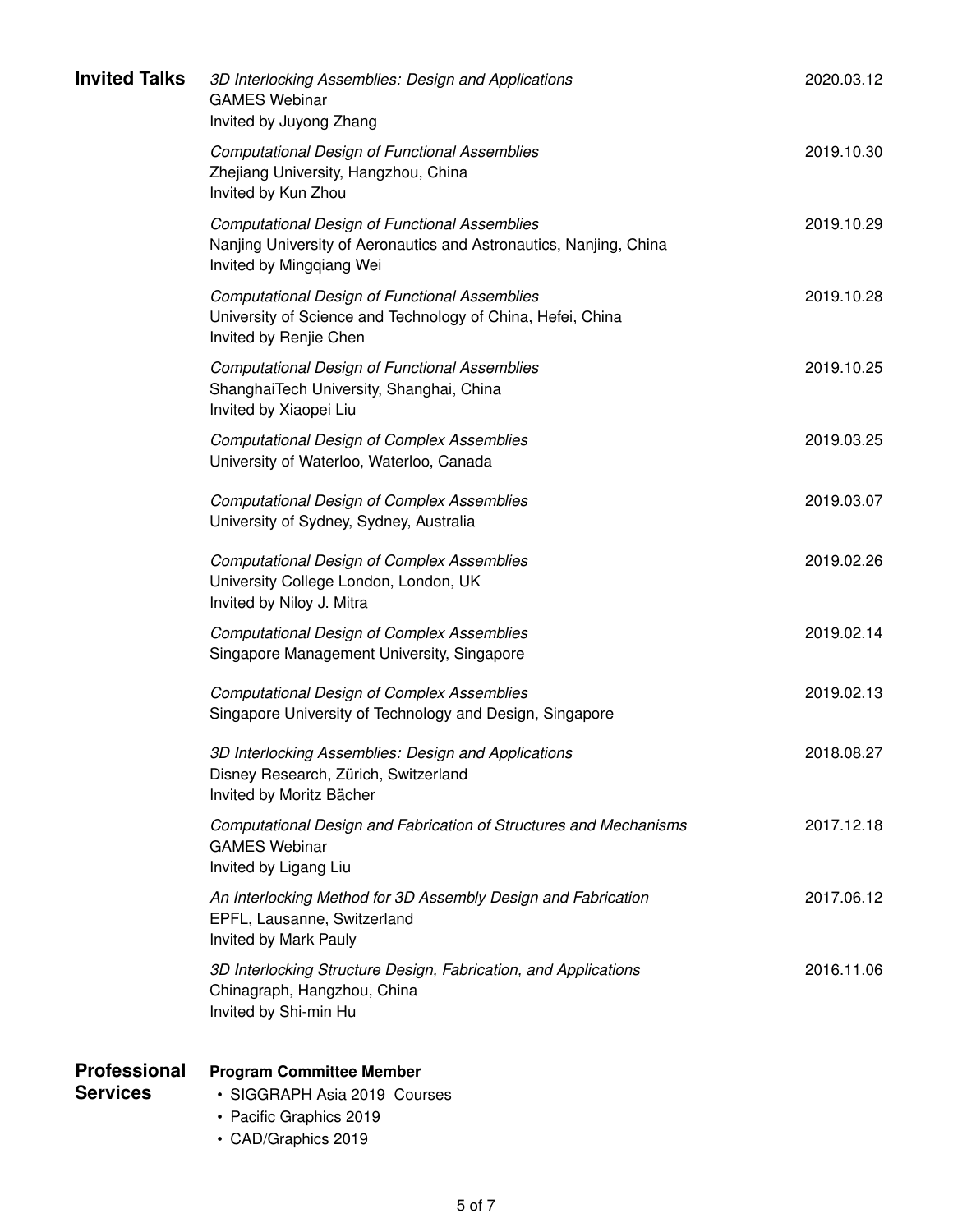## Invited Talks

*3D Interlocking Assemblies: Design and Applications* — 2020.03.12
GAMES Webinar
Invited by Juyong Zhang

*Computational Design of Functional Assemblies* — 2019.10.30
Zhejiang University, Hangzhou, China
Invited by Kun Zhou

*Computational Design of Functional Assemblies* — 2019.10.29
Nanjing University of Aeronautics and Astronautics, Nanjing, China
Invited by Mingqiang Wei

*Computational Design of Functional Assemblies* — 2019.10.28
University of Science and Technology of China, Hefei, China
Invited by Renjie Chen

*Computational Design of Functional Assemblies* — 2019.10.25
ShanghaiTech University, Shanghai, China
Invited by Xiaopei Liu

*Computational Design of Complex Assemblies* — 2019.03.25
University of Waterloo, Waterloo, Canada

*Computational Design of Complex Assemblies* — 2019.03.07
University of Sydney, Sydney, Australia

*Computational Design of Complex Assemblies* — 2019.02.26
University College London, London, UK
Invited by Niloy J. Mitra

*Computational Design of Complex Assemblies* — 2019.02.14
Singapore Management University, Singapore

*Computational Design of Complex Assemblies* — 2019.02.13
Singapore University of Technology and Design, Singapore

*3D Interlocking Assemblies: Design and Applications* — 2018.08.27
Disney Research, Zürich, Switzerland
Invited by Moritz Bächer

*Computational Design and Fabrication of Structures and Mechanisms* — 2017.12.18
GAMES Webinar
Invited by Ligang Liu

*An Interlocking Method for 3D Assembly Design and Fabrication* — 2017.06.12
EPFL, Lausanne, Switzerland
Invited by Mark Pauly

*3D Interlocking Structure Design, Fabrication, and Applications* — 2016.11.06
Chinagraph, Hangzhou, China
Invited by Shi-min Hu

## Professional Services

**Program Committee Member**

- SIGGRAPH Asia 2019 Courses
- Pacific Graphics 2019
- CAD/Graphics 2019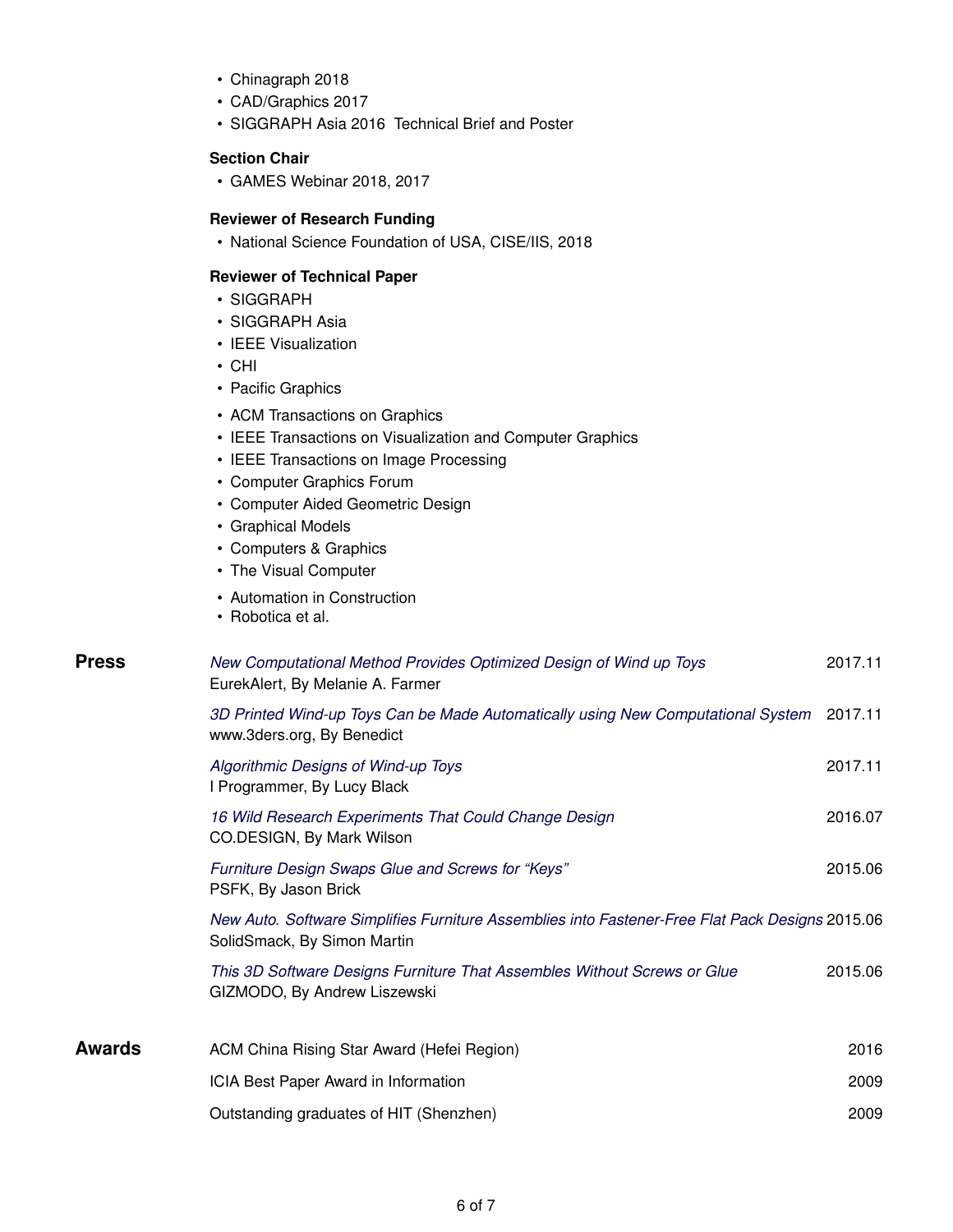- Chinagraph 2018
- CAD/Graphics 2017
- SIGGRAPH Asia 2016 Technical Brief and Poster

**Section Chair**

- GAMES Webinar 2018, 2017

**Reviewer of Research Funding**

- National Science Foundation of USA, CISE/IIS, 2018

**Reviewer of Technical Paper**

- SIGGRAPH
- SIGGRAPH Asia
- IEEE Visualization
- CHI
- Pacific Graphics
- ACM Transactions on Graphics
- IEEE Transactions on Visualization and Computer Graphics
- IEEE Transactions on Image Processing
- Computer Graphics Forum
- Computer Aided Geometric Design
- Graphical Models
- Computers & Graphics
- The Visual Computer
- Automation in Construction
- Robotica et al.

## Press

*New Computational Method Provides Optimized Design of Wind up Toys* — 2017.11
EurekAlert, By Melanie A. Farmer

*3D Printed Wind-up Toys Can be Made Automatically using New Computational System* — 2017.11
www.3ders.org, By Benedict

*Algorithmic Designs of Wind-up Toys* — 2017.11
I Programmer, By Lucy Black

*16 Wild Research Experiments That Could Change Design* — 2016.07
CO.DESIGN, By Mark Wilson

*Furniture Design Swaps Glue and Screws for "Keys"* — 2015.06
PSFK, By Jason Brick

*New Auto. Software Simplifies Furniture Assemblies into Fastener-Free Flat Pack Designs* — 2015.06
SolidSmack, By Simon Martin

*This 3D Software Designs Furniture That Assembles Without Screws or Glue* — 2015.06
GIZMODO, By Andrew Liszewski

## Awards

ACM China Rising Star Award (Hefei Region) — 2016

ICIA Best Paper Award in Information — 2009

Outstanding graduates of HIT (Shenzhen) — 2009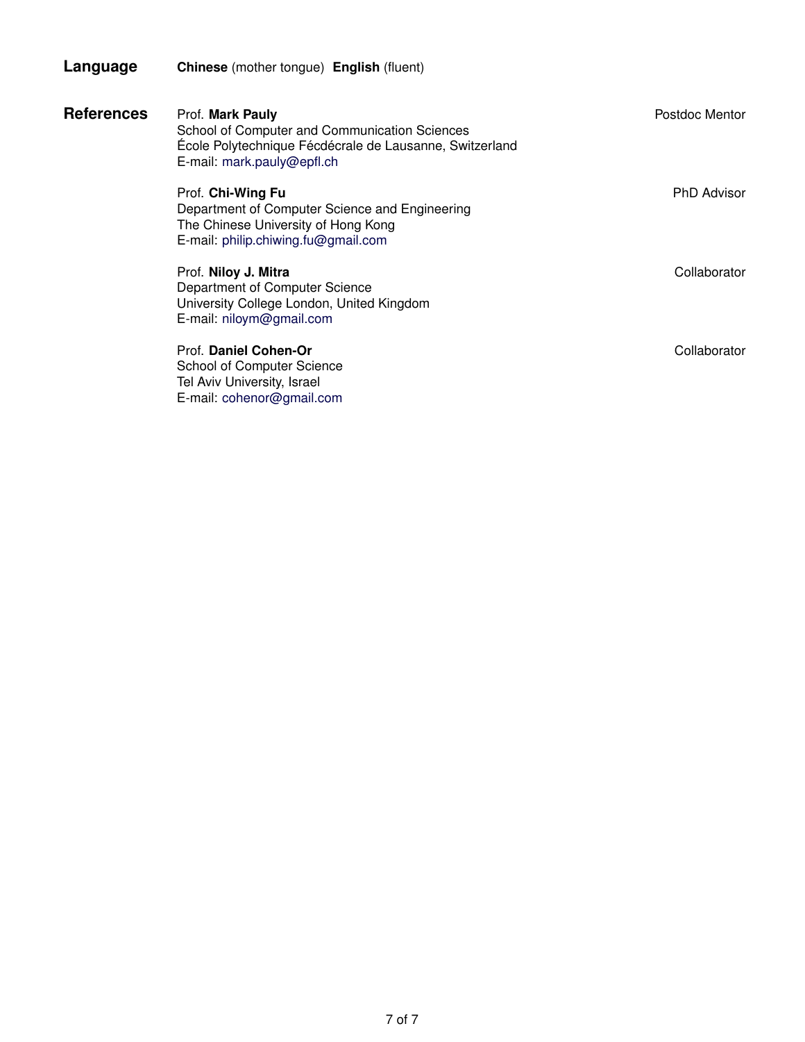## Language

**Chinese** (mother tongue) **English** (fluent)

## References

Prof. **Mark Pauly** — Postdoc Mentor
School of Computer and Communication Sciences
École Polytechnique Fécdécrale de Lausanne, Switzerland
E-mail: mark.pauly@epfl.ch

Prof. **Chi-Wing Fu** — PhD Advisor
Department of Computer Science and Engineering
The Chinese University of Hong Kong
E-mail: philip.chiwing.fu@gmail.com

Prof. **Niloy J. Mitra** — Collaborator
Department of Computer Science
University College London, United Kingdom
E-mail: niloym@gmail.com

Prof. **Daniel Cohen-Or** — Collaborator
School of Computer Science
Tel Aviv University, Israel
E-mail: cohenor@gmail.com